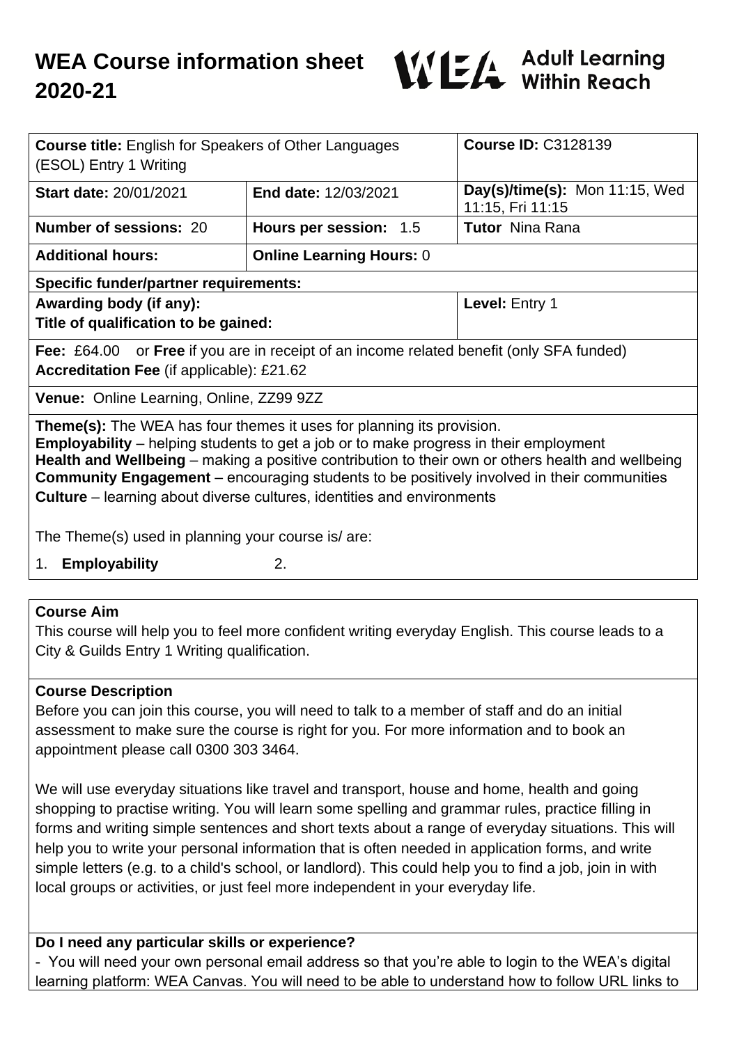# WEA Course information sheet 2020-21

WEA Adult Learning Within Reach

| **Course title:** English for Speakers of Other Languages (ESOL) Entry 1 Writing | | **Course ID:** C3128139 |
|---|---|---|
| **Start date:** 20/01/2021 | **End date:** 12/03/2021 | **Day(s)/time(s):** Mon 11:15, Wed 11:15, Fri 11:15 |
| **Number of sessions:** 20 | **Hours per session:** 1.5 | **Tutor** Nina Rana |
| **Additional hours:** | **Online Learning Hours:** 0 | |
| **Specific funder/partner requirements:** | | |
| **Awarding body (if any):** **Title of qualification to be gained:** | | **Level:** Entry 1 |
| **Fee:** £64.00 or **Free** if you are in receipt of an income related benefit (only SFA funded) **Accreditation Fee** (if applicable): £21.62 | | |
| **Venue:** Online Learning, Online, ZZ99 9ZZ | | |

**Theme(s):** The WEA has four themes it uses for planning its provision.
**Employability** – helping students to get a job or to make progress in their employment
**Health and Wellbeing** – making a positive contribution to their own or others health and wellbeing
**Community Engagement** – encouraging students to be positively involved in their communities
**Culture** – learning about diverse cultures, identities and environments

The Theme(s) used in planning your course is/ are:

1. **Employability** 2.

## Course Aim

This course will help you to feel more confident writing everyday English. This course leads to a City & Guilds Entry 1 Writing qualification.

## Course Description

Before you can join this course, you will need to talk to a member of staff and do an initial assessment to make sure the course is right for you. For more information and to book an appointment please call 0300 303 3464.

We will use everyday situations like travel and transport, house and home, health and going shopping to practise writing. You will learn some spelling and grammar rules, practice filling in forms and writing simple sentences and short texts about a range of everyday situations. This will help you to write your personal information that is often needed in application forms, and write simple letters (e.g. to a child's school, or landlord). This could help you to find a job, join in with local groups or activities, or just feel more independent in your everyday life.

## Do I need any particular skills or experience?

- You will need your own personal email address so that you're able to login to the WEA's digital learning platform: WEA Canvas. You will need to be able to understand how to follow URL links to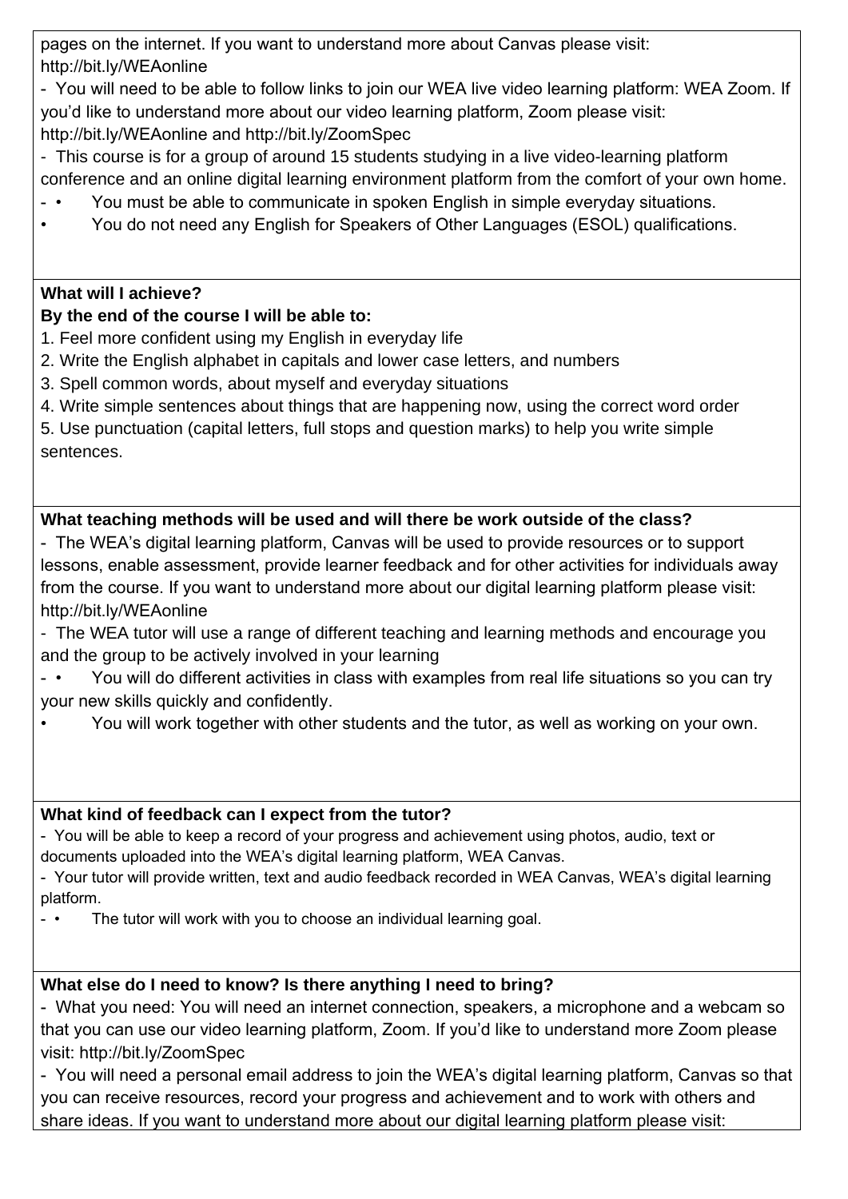pages on the internet. If you want to understand more about Canvas please visit: http://bit.ly/WEAonline

- You will need to be able to follow links to join our WEA live video learning platform: WEA Zoom. If you'd like to understand more about our video learning platform, Zoom please visit: http://bit.ly/WEAonline and http://bit.ly/ZoomSpec
- This course is for a group of around 15 students studying in a live video-learning platform conference and an online digital learning environment platform from the comfort of your own home.
- • You must be able to communicate in spoken English in simple everyday situations.
• You do not need any English for Speakers of Other Languages (ESOL) qualifications.

**What will I achieve?**

**By the end of the course I will be able to:**

1. Feel more confident using my English in everyday life
2. Write the English alphabet in capitals and lower case letters, and numbers
3. Spell common words, about myself and everyday situations
4. Write simple sentences about things that are happening now, using the correct word order
5. Use punctuation (capital letters, full stops and question marks) to help you write simple sentences.

**What teaching methods will be used and will there be work outside of the class?**

- The WEA's digital learning platform, Canvas will be used to provide resources or to support lessons, enable assessment, provide learner feedback and for other activities for individuals away from the course. If you want to understand more about our digital learning platform please visit: http://bit.ly/WEAonline
- The WEA tutor will use a range of different teaching and learning methods and encourage you and the group to be actively involved in your learning
- • You will do different activities in class with examples from real life situations so you can try your new skills quickly and confidently.
• You will work together with other students and the tutor, as well as working on your own.

**What kind of feedback can I expect from the tutor?**

- You will be able to keep a record of your progress and achievement using photos, audio, text or documents uploaded into the WEA's digital learning platform, WEA Canvas.
- Your tutor will provide written, text and audio feedback recorded in WEA Canvas, WEA's digital learning platform.
- • The tutor will work with you to choose an individual learning goal.

**What else do I need to know? Is there anything I need to bring?**

- What you need: You will need an internet connection, speakers, a microphone and a webcam so that you can use our video learning platform, Zoom. If you'd like to understand more Zoom please visit: http://bit.ly/ZoomSpec
- You will need a personal email address to join the WEA's digital learning platform, Canvas so that you can receive resources, record your progress and achievement and to work with others and share ideas. If you want to understand more about our digital learning platform please visit: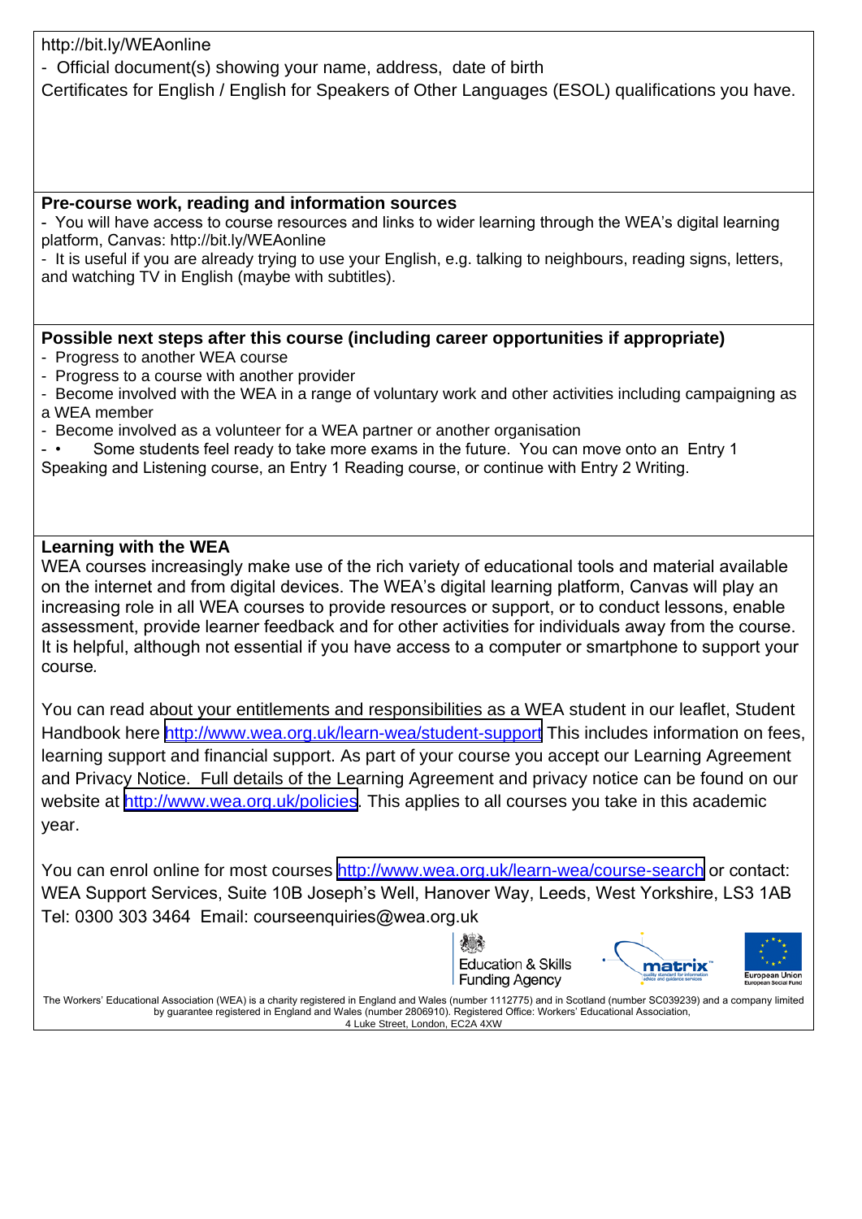http://bit.ly/WEAonline

- Official document(s) showing your name, address, date of birth

Certificates for English / English for Speakers of Other Languages (ESOL) qualifications you have.

**Pre-course work, reading and information sources**

- You will have access to course resources and links to wider learning through the WEA's digital learning platform, Canvas: http://bit.ly/WEAonline
- It is useful if you are already trying to use your English, e.g. talking to neighbours, reading signs, letters, and watching TV in English (maybe with subtitles).

**Possible next steps after this course (including career opportunities if appropriate)**

- Progress to another WEA course
- Progress to a course with another provider
- Become involved with the WEA in a range of voluntary work and other activities including campaigning as a WEA member
- Become involved as a volunteer for a WEA partner or another organisation
- • Some students feel ready to take more exams in the future. You can move onto an Entry 1 Speaking and Listening course, an Entry 1 Reading course, or continue with Entry 2 Writing.

**Learning with the WEA**

WEA courses increasingly make use of the rich variety of educational tools and material available on the internet and from digital devices. The WEA's digital learning platform, Canvas will play an increasing role in all WEA courses to provide resources or support, or to conduct lessons, enable assessment, provide learner feedback and for other activities for individuals away from the course. It is helpful, although not essential if you have access to a computer or smartphone to support your course.

You can read about your entitlements and responsibilities as a WEA student in our leaflet, Student Handbook here http://www.wea.org.uk/learn-wea/student-support This includes information on fees, learning support and financial support. As part of your course you accept our Learning Agreement and Privacy Notice. Full details of the Learning Agreement and privacy notice can be found on our website at http://www.wea.org.uk/policies. This applies to all courses you take in this academic year.

You can enrol online for most courses http://www.wea.org.uk/learn-wea/course-search or contact: WEA Support Services, Suite 10B Joseph's Well, Hanover Way, Leeds, West Yorkshire, LS3 1AB Tel: 0300 303 3464 Email: courseenquiries@wea.org.uk

Education & Skills Funding Agency

matrix

European Union European Social Fund

The Workers' Educational Association (WEA) is a charity registered in England and Wales (number 1112775) and in Scotland (number SC039239) and a company limited by guarantee registered in England and Wales (number 2806910). Registered Office: Workers' Educational Association, 4 Luke Street, London, EC2A 4XW